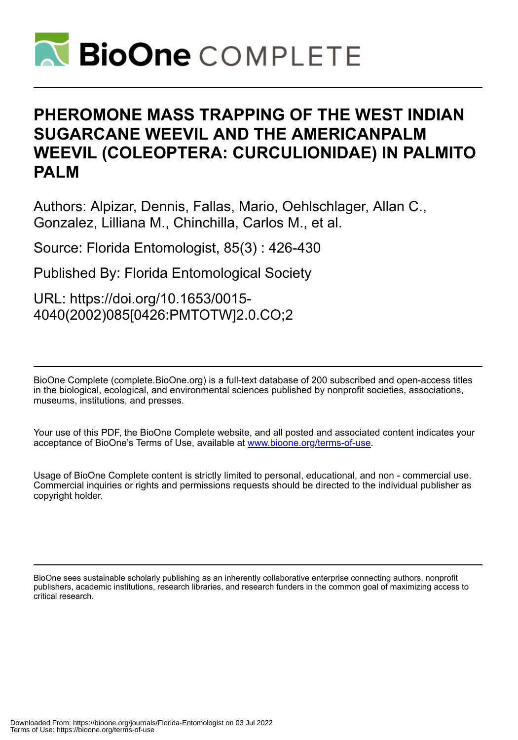# PHEROMONE MASS TRAPPING OF THE WEST INDIAN SUGARCANE WEEVIL AND THE AMERICANPALM WEEVIL (COLEOPTERA: CURCULIONIDAE) IN PALMITO PALM

Authors: Alpizar, Dennis, Fallas, Mario, Oehlschlager, Allan C., Gonzalez, Lilliana M., Chinchilla, Carlos M., et al.

Source: Florida Entomologist, 85(3) : 426-430

Published By: Florida Entomological Society

URL: https://doi.org/10.1653/0015-4040(2002)085[0426:PMTOTW]2.0.CO;2

BioOne Complete (complete.BioOne.org) is a full-text database of 200 subscribed and open-access titles in the biological, ecological, and environmental sciences published by nonprofit societies, associations, museums, institutions, and presses.

Your use of this PDF, the BioOne Complete website, and all posted and associated content indicates your acceptance of BioOne's Terms of Use, available at www.bioone.org/terms-of-use.

Usage of BioOne Complete content is strictly limited to personal, educational, and non - commercial use. Commercial inquiries or rights and permissions requests should be directed to the individual publisher as copyright holder.

BioOne sees sustainable scholarly publishing as an inherently collaborative enterprise connecting authors, nonprofit publishers, academic institutions, research libraries, and research funders in the common goal of maximizing access to critical research.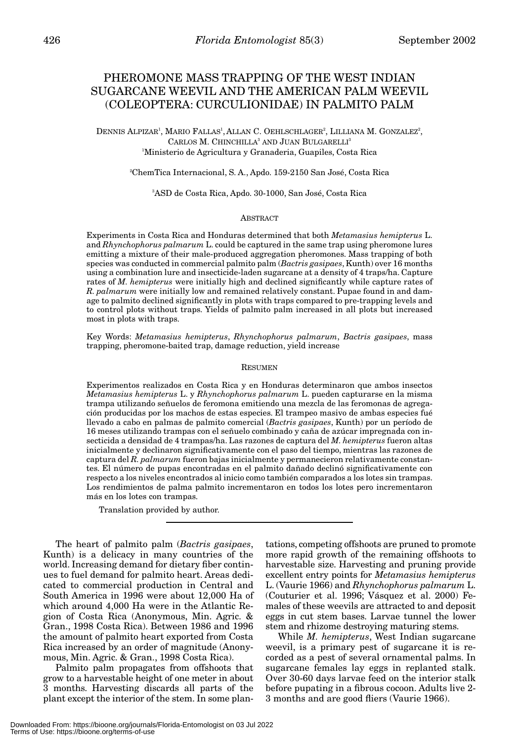# PHEROMONE MASS TRAPPING OF THE WEST INDIAN SUGARCANE WEEVIL AND THE AMERICAN PALM WEEVIL (COLEOPTERA: CURCULIONIDAE) IN PALMITO PALM

DENNIS ALPIZAR[1], MARIO FALLAS[1], ALLAN C. OEHLSCHLAGER[2], LILLIANA M. GONZALEZ[2], CARLOS M. CHINCHILLA[3] AND JUAN BULGARELLI[3]

[1]Ministerio de Agricultura y Granaderia, Guapiles, Costa Rica

[2]ChemTica Internacional, S. A., Apdo. 159-2150 San José, Costa Rica

[3]ASD de Costa Rica, Apdo. 30-1000, San José, Costa Rica

## ABSTRACT

Experiments in Costa Rica and Honduras determined that both *Metamasius hemipterus* L. and *Rhynchophorus palmarum* L. could be captured in the same trap using pheromone lures emitting a mixture of their male-produced aggregation pheromones. Mass trapping of both species was conducted in commercial palmito palm (*Bactris gasipaes*, Kunth) over 16 months using a combination lure and insecticide-laden sugarcane at a density of 4 traps/ha. Capture rates of *M. hemipterus* were initially high and declined significantly while capture rates of *R. palmarum* were initially low and remained relatively constant. Pupae found in and damage to palmito declined significantly in plots with traps compared to pre-trapping levels and to control plots without traps. Yields of palmito palm increased in all plots but increased most in plots with traps.

Key Words: *Metamasius hemipterus*, *Rhynchophorus palmarum*, *Bactris gasipaes*, mass trapping, pheromone-baited trap, damage reduction, yield increase

## RESUMEN

Experimentos realizados en Costa Rica y en Honduras determinaron que ambos insectos *Metamasius hemipterus* L. y *Rhynchophorus palmarum* L. pueden capturarse en la misma trampa utilizando señuelos de feromona emitiendo una mezcla de las feromonas de agregación producidas por los machos de estas especies. El trampeo masivo de ambas especies fué llevado a cabo en palmas de palmito comercial (*Bactris gasipaes*, Kunth) por un período de 16 meses utilizando trampas con el señuelo combinado y caña de azúcar impregnada con insecticida a densidad de 4 trampas/ha. Las razones de captura del *M. hemipterus* fueron altas inicialmente y declinaron significativamente con el paso del tiempo, mientras las razones de captura del *R. palmarum* fueron bajas inicialmente y permanecieron relativamente constantes. El número de pupas encontradas en el palmito dañado declinó significativamente con respecto a los niveles encontrados al inicio como también comparados a los lotes sin trampas. Los rendimientos de palma palmito incrementaron en todos los lotes pero incrementaron más en los lotes con trampas.

Translation provided by author.

The heart of palmito palm (*Bactris gasipaes*, Kunth) is a delicacy in many countries of the world. Increasing demand for dietary fiber continues to fuel demand for palmito heart. Areas dedicated to commercial production in Central and South America in 1996 were about 12,000 Ha of which around 4,000 Ha were in the Atlantic Region of Costa Rica (Anonymous, Min. Agric. & Gran., 1998 Costa Rica). Between 1986 and 1996 the amount of palmito heart exported from Costa Rica increased by an order of magnitude (Anonymous, Min. Agric. & Gran., 1998 Costa Rica).

Palmito palm propagates from offshoots that grow to a harvestable height of one meter in about 3 months. Harvesting discards all parts of the plant except the interior of the stem. In some plantations, competing offshoots are pruned to promote more rapid growth of the remaining offshoots to harvestable size. Harvesting and pruning provide excellent entry points for *Metamasius hemipterus* L. (Vaurie 1966) and *Rhynchophorus palmarum* L. (Couturier et al. 1996; Vásquez et al. 2000) Females of these weevils are attracted to and deposit eggs in cut stem bases. Larvae tunnel the lower stem and rhizome destroying maturing stems.

While *M. hemipterus*, West Indian sugarcane weevil, is a primary pest of sugarcane it is recorded as a pest of several ornamental palms. In sugarcane females lay eggs in replanted stalk. Over 30-60 days larvae feed on the interior stalk before pupating in a fibrous cocoon. Adults live 2-3 months and are good fliers (Vaurie 1966).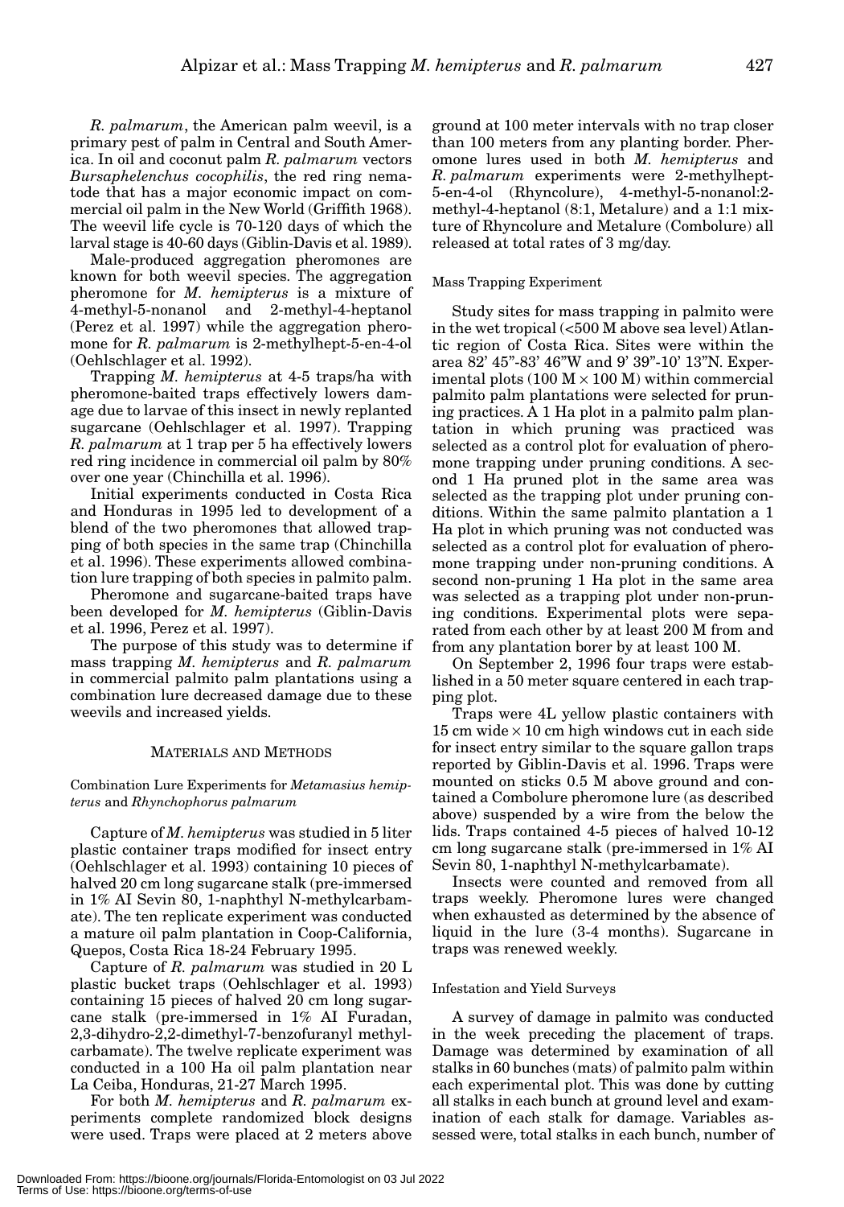*R. palmarum*, the American palm weevil, is a primary pest of palm in Central and South America. In oil and coconut palm *R. palmarum* vectors *Bursaphelenchus cocophilis*, the red ring nematode that has a major economic impact on commercial oil palm in the New World (Griffith 1968). The weevil life cycle is 70-120 days of which the larval stage is 40-60 days (Giblin-Davis et al. 1989).

Male-produced aggregation pheromones are known for both weevil species. The aggregation pheromone for *M. hemipterus* is a mixture of 4-methyl-5-nonanol and 2-methyl-4-heptanol (Perez et al. 1997) while the aggregation pheromone for *R. palmarum* is 2-methylhept-5-en-4-ol (Oehlschlager et al. 1992).

Trapping *M. hemipterus* at 4-5 traps/ha with pheromone-baited traps effectively lowers damage due to larvae of this insect in newly replanted sugarcane (Oehlschlager et al. 1997). Trapping *R. palmarum* at 1 trap per 5 ha effectively lowers red ring incidence in commercial oil palm by 80% over one year (Chinchilla et al. 1996).

Initial experiments conducted in Costa Rica and Honduras in 1995 led to development of a blend of the two pheromones that allowed trapping of both species in the same trap (Chinchilla et al. 1996). These experiments allowed combination lure trapping of both species in palmito palm.

Pheromone and sugarcane-baited traps have been developed for *M. hemipterus* (Giblin-Davis et al. 1996, Perez et al. 1997).

The purpose of this study was to determine if mass trapping *M. hemipterus* and *R. palmarum* in commercial palmito palm plantations using a combination lure decreased damage due to these weevils and increased yields.

## MATERIALS AND METHODS

### Combination Lure Experiments for *Metamasius hemipterus* and *Rhynchophorus palmarum*

Capture of *M. hemipterus* was studied in 5 liter plastic container traps modified for insect entry (Oehlschlager et al. 1993) containing 10 pieces of halved 20 cm long sugarcane stalk (pre-immersed in 1% AI Sevin 80, 1-naphthyl N-methylcarbamate). The ten replicate experiment was conducted a mature oil palm plantation in Coop-California, Quepos, Costa Rica 18-24 February 1995.

Capture of *R. palmarum* was studied in 20 L plastic bucket traps (Oehlschlager et al. 1993) containing 15 pieces of halved 20 cm long sugarcane stalk (pre-immersed in 1% AI Furadan, 2,3-dihydro-2,2-dimethyl-7-benzofuranyl methylcarbamate). The twelve replicate experiment was conducted in a 100 Ha oil palm plantation near La Ceiba, Honduras, 21-27 March 1995.

For both *M. hemipterus* and *R. palmarum* experiments complete randomized block designs were used. Traps were placed at 2 meters above ground at 100 meter intervals with no trap closer than 100 meters from any planting border. Pheromone lures used in both *M. hemipterus* and *R. palmarum* experiments were 2-methylhept-5-en-4-ol (Rhyncolure), 4-methyl-5-nonanol:2-methyl-4-heptanol (8:1, Metalure) and a 1:1 mixture of Rhyncolure and Metalure (Combolure) all released at total rates of 3 mg/day.

### Mass Trapping Experiment

Study sites for mass trapping in palmito were in the wet tropical (<500 M above sea level) Atlantic region of Costa Rica. Sites were within the area 82' 45"-83' 46"W and 9' 39"-10' 13"N. Experimental plots (100 M × 100 M) within commercial palmito palm plantations were selected for pruning practices. A 1 Ha plot in a palmito palm plantation in which pruning was practiced was selected as a control plot for evaluation of pheromone trapping under pruning conditions. A second 1 Ha pruned plot in the same area was selected as the trapping plot under pruning conditions. Within the same palmito plantation a 1 Ha plot in which pruning was not conducted was selected as a control plot for evaluation of pheromone trapping under non-pruning conditions. A second non-pruning 1 Ha plot in the same area was selected as a trapping plot under non-pruning conditions. Experimental plots were separated from each other by at least 200 M from and from any plantation border by at least 100 M.

On September 2, 1996 four traps were established in a 50 meter square centered in each trapping plot.

Traps were 4L yellow plastic containers with 15 cm wide × 10 cm high windows cut in each side for insect entry similar to the square gallon traps reported by Giblin-Davis et al. 1996. Traps were mounted on sticks 0.5 M above ground and contained a Combolure pheromone lure (as described above) suspended by a wire from the below the lids. Traps contained 4-5 pieces of halved 10-12 cm long sugarcane stalk (pre-immersed in 1% AI Sevin 80, 1-naphthyl N-methylcarbamate).

Insects were counted and removed from all traps weekly. Pheromone lures were changed when exhausted as determined by the absence of liquid in the lure (3-4 months). Sugarcane in traps was renewed weekly.

### Infestation and Yield Surveys

A survey of damage in palmito was conducted in the week preceding the placement of traps. Damage was determined by examination of all stalks in 60 bunches (mats) of palmito palm within each experimental plot. This was done by cutting all stalks in each bunch at ground level and examination of each stalk for damage. Variables assessed were, total stalks in each bunch, number of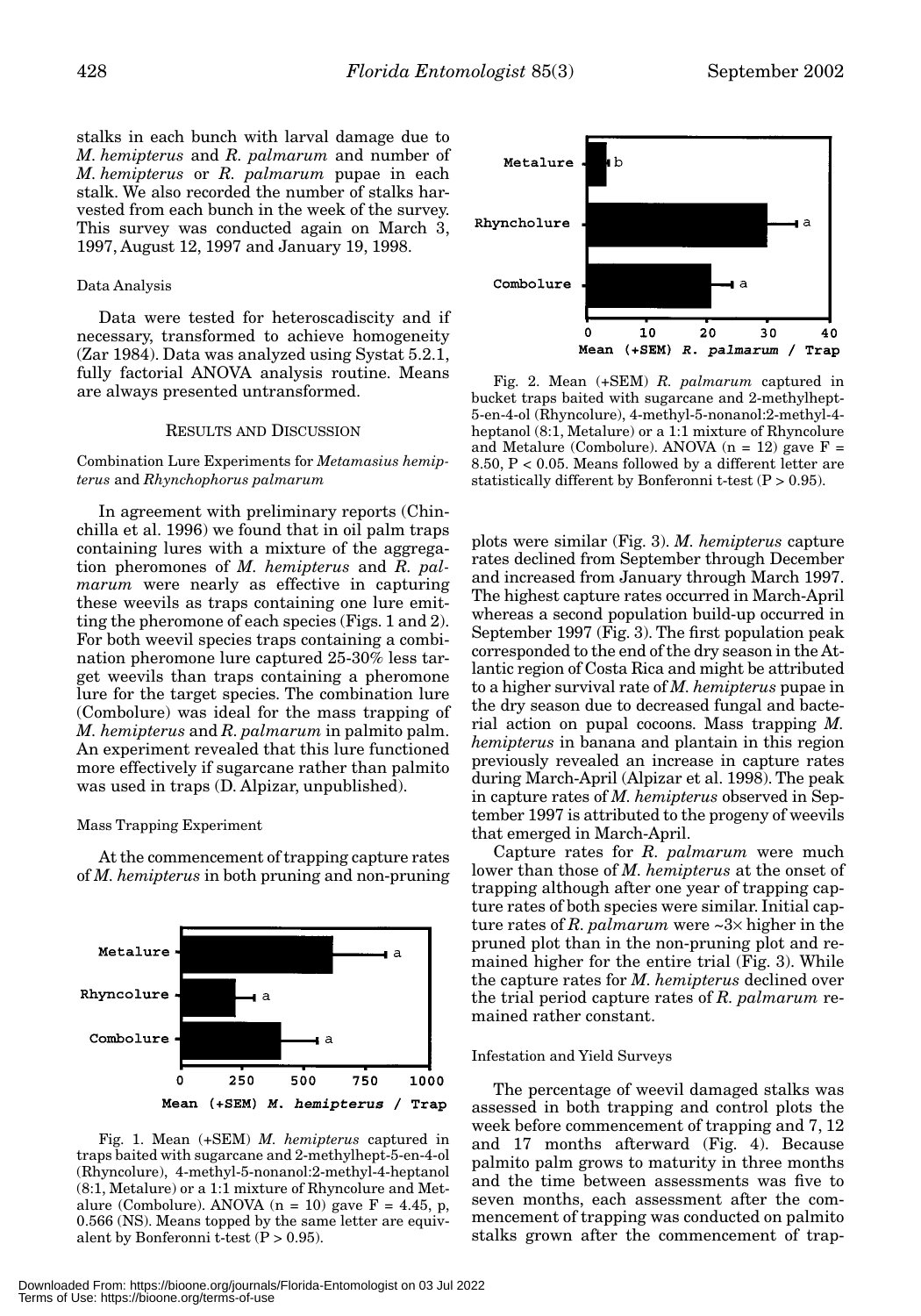stalks in each bunch with larval damage due to *M. hemipterus* and *R. palmarum* and number of *M. hemipterus* or *R. palmarum* pupae in each stalk. We also recorded the number of stalks harvested from each bunch in the week of the survey. This survey was conducted again on March 3, 1997, August 12, 1997 and January 19, 1998.

### Data Analysis

Data were tested for heteroscadiscity and if necessary, transformed to achieve homogeneity (Zar 1984). Data was analyzed using Systat 5.2.1, fully factorial ANOVA analysis routine. Means are always presented untransformed.

## RESULTS AND DISCUSSION

### Combination Lure Experiments for *Metamasius hemipterus* and *Rhynchophorus palmarum*

In agreement with preliminary reports (Chinchilla et al. 1996) we found that in oil palm traps containing lures with a mixture of the aggregation pheromones of *M. hemipterus* and *R. palmarum* were nearly as effective in capturing these weevils as traps containing one lure emitting the pheromone of each species (Figs. 1 and 2). For both weevil species traps containing a combination pheromone lure captured 25-30% less target weevils than traps containing a pheromone lure for the target species. The combination lure (Combolure) was ideal for the mass trapping of *M. hemipterus* and *R. palmarum* in palmito palm. An experiment revealed that this lure functioned more effectively if sugarcane rather than palmito was used in traps (D. Alpizar, unpublished).

### Mass Trapping Experiment

At the commencement of trapping capture rates of *M. hemipterus* in both pruning and non-pruning plots were similar (Fig. 3). *M. hemipterus* capture rates declined from September through December and increased from January through March 1997. The highest capture rates occurred in March-April whereas a second population build-up occurred in September 1997 (Fig. 3). The first population peak corresponded to the end of the dry season in the Atlantic region of Costa Rica and might be attributed to a higher survival rate of *M. hemipterus* pupae in the dry season due to decreased fungal and bacterial action on pupal cocoons. Mass trapping *M. hemipterus* in banana and plantain in this region previously revealed an increase in capture rates during March-April (Alpizar et al. 1998). The peak in capture rates of *M. hemipterus* observed in September 1997 is attributed to the progeny of weevils that emerged in March-April.

Capture rates for *R. palmarum* were much lower than those of *M. hemipterus* at the onset of trapping although after one year of trapping capture rates of both species were similar. Initial capture rates of *R. palmarum* were ~3× higher in the pruned plot than in the non-pruning plot and remained higher for the entire trial (Fig. 3). While the capture rates for *M. hemipterus* declined over the trial period capture rates of *R. palmarum* remained rather constant.

Fig. 1. Mean (+SEM) *M. hemipterus* captured in traps baited with sugarcane and 2-methylhept-5-en-4-ol (Rhyncolure), 4-methyl-5-nonanol:2-methyl-4-heptanol (8:1, Metalure) or a 1:1 mixture of Rhyncolure and Metalure (Combolure). ANOVA ($n = 10$) gave $F = 4.45$, p, 0.566 (NS). Means topped by the same letter are equivalent by Bonferonni t-test ($P > 0.95$).

Fig. 2. Mean (+SEM) *R. palmarum* captured in bucket traps baited with sugarcane and 2-methylhept-5-en-4-ol (Rhyncolure), 4-methyl-5-nonanol:2-methyl-4-heptanol (8:1, Metalure) or a 1:1 mixture of Rhyncolure and Metalure (Combolure). ANOVA ($n = 12$) gave $F = 8.50$, $P < 0.05$. Means followed by a different letter are statistically different by Bonferonni t-test ($P > 0.95$).

### Infestation and Yield Surveys

The percentage of weevil damaged stalks was assessed in both trapping and control plots the week before commencement of trapping and 7, 12 and 17 months afterward (Fig. 4). Because palmito palm grows to maturity in three months and the time between assessments was five to seven months, each assessment after the commencement of trapping was conducted on palmito stalks grown after the commencement of trap-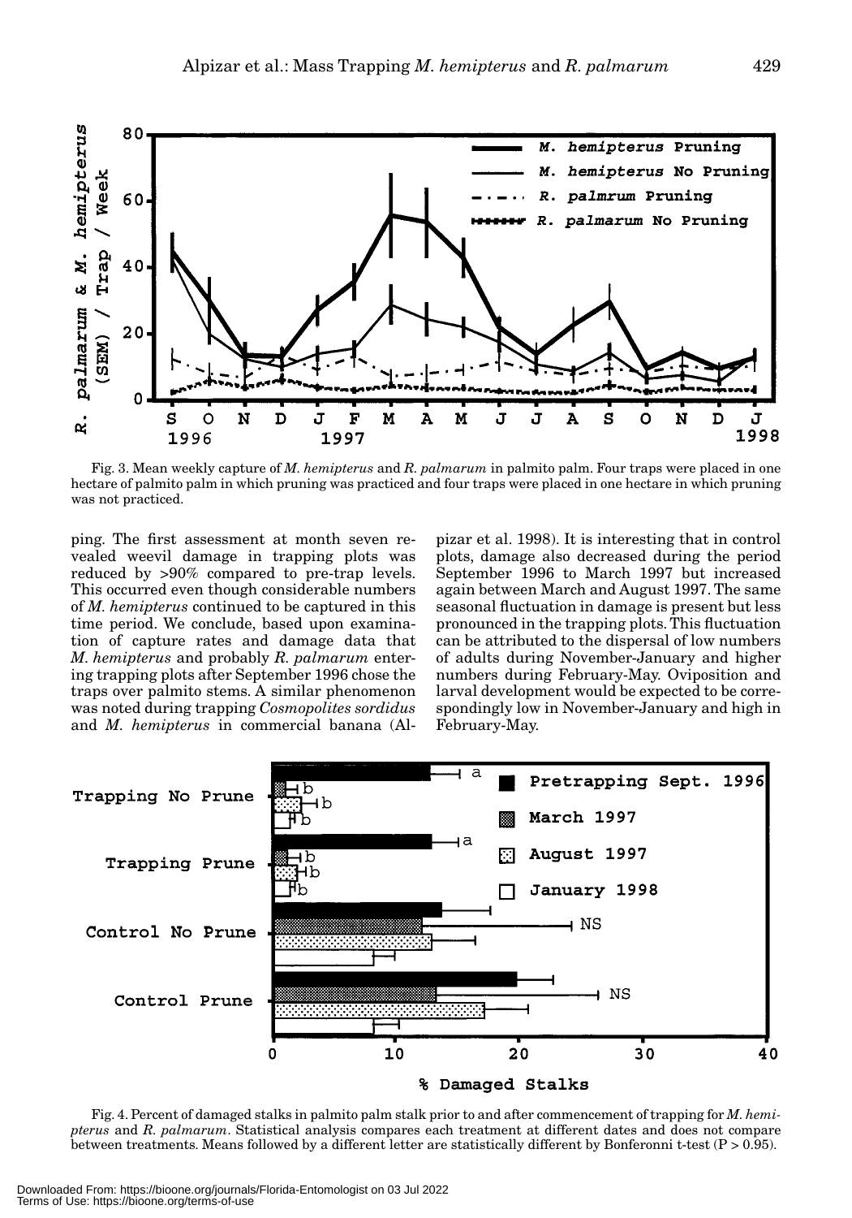Fig. 3. Mean weekly capture of *M. hemipterus* and *R. palmarum* in palmito palm. Four traps were placed in one hectare of palmito palm in which pruning was practiced and four traps were placed in one hectare in which pruning was not practiced.

ping. The first assessment at month seven revealed weevil damage in trapping plots was reduced by >90% compared to pre-trap levels. This occurred even though considerable numbers of *M. hemipterus* continued to be captured in this time period. We conclude, based upon examination of capture rates and damage data that *M. hemipterus* and probably *R. palmarum* entering trapping plots after September 1996 chose the traps over palmito stems. A similar phenomenon was noted during trapping *Cosmopolites sordidus* and *M. hemipterus* in commercial banana (Alpizar et al. 1998). It is interesting that in control plots, damage also decreased during the period September 1996 to March 1997 but increased again between March and August 1997. The same seasonal fluctuation in damage is present but less pronounced in the trapping plots. This fluctuation can be attributed to the dispersal of low numbers of adults during November-January and higher numbers during February-May. Oviposition and larval development would be expected to be correspondingly low in November-January and high in February-May.

Fig. 4. Percent of damaged stalks in palmito palm stalk prior to and after commencement of trapping for *M. hemipterus* and *R. palmarum*. Statistical analysis compares each treatment at different dates and does not compare between treatments. Means followed by a different letter are statistically different by Bonferonni t-test ($P > 0.95$).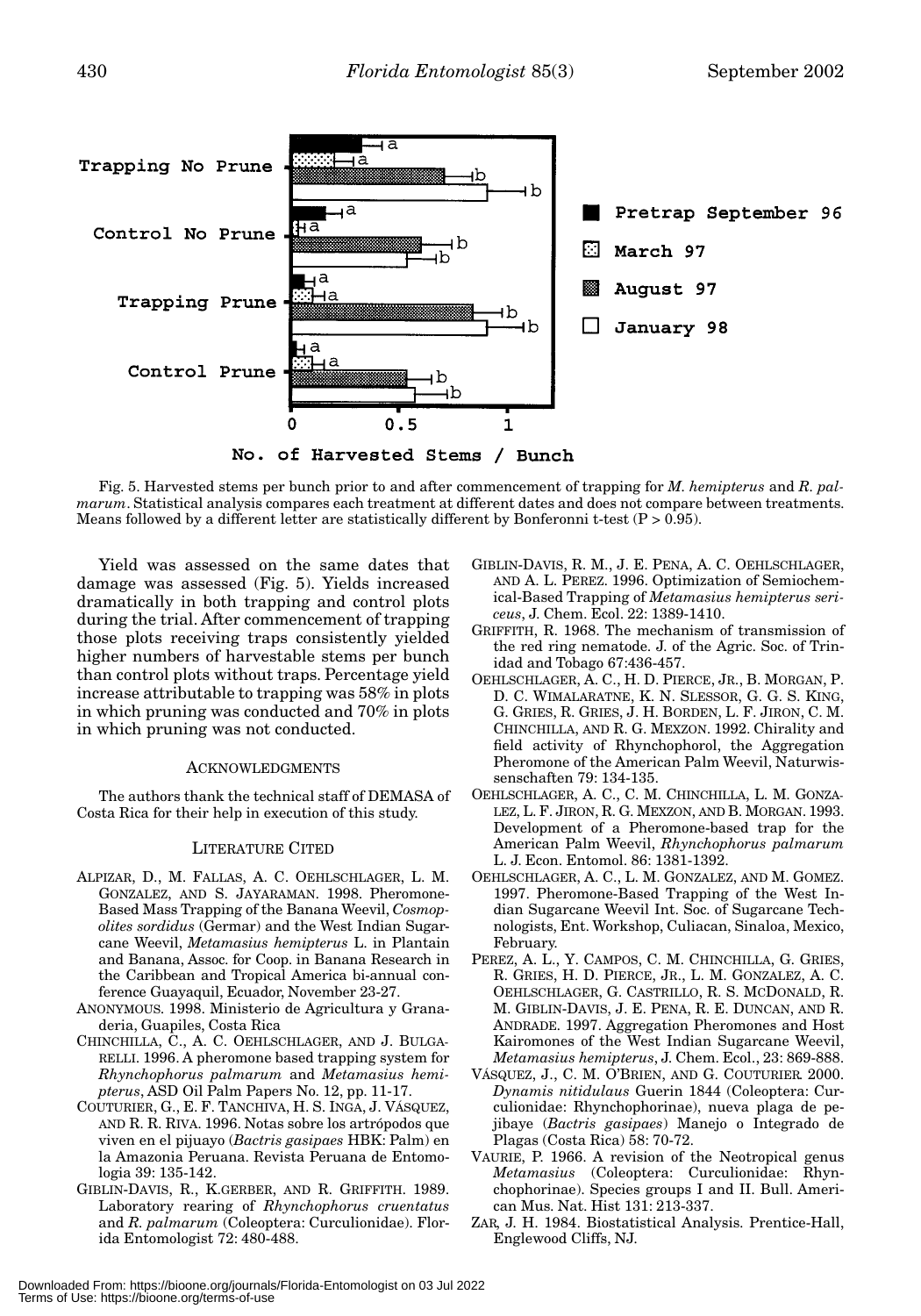Trapping No Prune

Control No Prune

Trapping Prune

Control Prune

a a b b a a b b a a b b a a b b

0 0.5 1

No. of Harvested Stems / Bunch

Pretrap September 96

March 97

August 97

January 98

Fig. 5. Harvested stems per bunch prior to and after commencement of trapping for *M. hemipterus* and *R. palmarum*. Statistical analysis compares each treatment at different dates and does not compare between treatments. Means followed by a different letter are statistically different by Bonferonni t-test ($P > 0.95$).

Yield was assessed on the same dates that damage was assessed (Fig. 5). Yields increased dramatically in both trapping and control plots during the trial. After commencement of trapping those plots receiving traps consistently yielded higher numbers of harvestable stems per bunch than control plots without traps. Percentage yield increase attributable to trapping was 58% in plots in which pruning was conducted and 70% in plots in which pruning was not conducted.

## ACKNOWLEDGMENTS

The authors thank the technical staff of DEMASA of Costa Rica for their help in execution of this study.

## LITERATURE CITED

ALPIZAR, D., M. FALLAS, A. C. OEHLSCHLAGER, L. M. GONZALEZ, AND S. JAYARAMAN. 1998. Pheromone-Based Mass Trapping of the Banana Weevil, *Cosmopolites sordidus* (Germar) and the West Indian Sugarcane Weevil, *Metamasius hemipterus* L. in Plantain and Banana, Assoc. for Coop. in Banana Research in the Caribbean and Tropical America bi-annual conference Guayaquil, Ecuador, November 23-27.

ANONYMOUS. 1998. Ministerio de Agricultura y Granaderia, Guapiles, Costa Rica

CHINCHILLA, C., A. C. OEHLSCHLAGER, AND J. BULGARELLI. 1996. A pheromone based trapping system for *Rhynchophorus palmarum* and *Metamasius hemipterus*, ASD Oil Palm Papers No. 12, pp. 11-17.

COUTURIER, G., E. F. TANCHIVA, H. S. INGA, J. VÁSQUEZ, AND R. R. RIVA. 1996. Notas sobre los artrópodos que viven en el pijuayo (*Bactris gasipaes* HBK: Palm) en la Amazonia Peruana. Revista Peruana de Entomologia 39: 135-142.

GIBLIN-DAVIS, R., K.GERBER, AND R. GRIFFITH. 1989. Laboratory rearing of *Rhynchophorus cruentatus* and *R. palmarum* (Coleoptera: Curculionidae). Florida Entomologist 72: 480-488.

GIBLIN-DAVIS, R. M., J. E. PENA, A. C. OEHLSCHLAGER, AND A. L. PEREZ. 1996. Optimization of Semiochemical-Based Trapping of *Metamasius hemipterus sericeus*, J. Chem. Ecol. 22: 1389-1410.

GRIFFITH, R. 1968. The mechanism of transmission of the red ring nematode. J. of the Agric. Soc. of Trinidad and Tobago 67:436-457.

OEHLSCHLAGER, A. C., H. D. PIERCE, JR., B. MORGAN, P. D. C. WIMALARATNE, K. N. SLESSOR, G. G. S. KING, G. GRIES, R. GRIES, J. H. BORDEN, L. F. JIRON, C. M. CHINCHILLA, AND R. G. MEXZON. 1992. Chirality and field activity of Rhynchophorol, the Aggregation Pheromone of the American Palm Weevil, Naturwissenschaften 79: 134-135.

OEHLSCHLAGER, A. C., C. M. CHINCHILLA, L. M. GONZALEZ, L. F. JIRON, R. G. MEXZON, AND B. MORGAN. 1993. Development of a Pheromone-based trap for the American Palm Weevil, *Rhynchophorus palmarum* L. J. Econ. Entomol. 86: 1381-1392.

OEHLSCHLAGER, A. C., L. M. GONZALEZ, AND M. GOMEZ. 1997. Pheromone-Based Trapping of the West Indian Sugarcane Weevil Int. Soc. of Sugarcane Technologists, Ent. Workshop, Culiacan, Sinaloa, Mexico, February.

PEREZ, A. L., Y. CAMPOS, C. M. CHINCHILLA, G. GRIES, R. GRIES, H. D. PIERCE, JR., L. M. GONZALEZ, A. C. OEHLSCHLAGER, G. CASTRILLO, R. S. MCDONALD, R. M. GIBLIN-DAVIS, J. E. PENA, R. E. DUNCAN, AND R. ANDRADE. 1997. Aggregation Pheromones and Host Kairomones of the West Indian Sugarcane Weevil, *Metamasius hemipterus*, J. Chem. Ecol., 23: 869-888.

VÁSQUEZ, J., C. M. O'BRIEN, AND G. COUTURIER. 2000. *Dynamis nitidulaus* Guerin 1844 (Coleoptera: Curculionidae: Rhynchophorinae), nueva plaga de pejibaye (*Bactris gasipaes*) Manejo o Integrado de Plagas (Costa Rica) 58: 70-72.

VAURIE, P. 1966. A revision of the Neotropical genus *Metamasius* (Coleoptera: Curculionidae: Rhynchophorinae). Species groups I and II. Bull. American Mus. Nat. Hist 131: 213-337.

ZAR, J. H. 1984. Biostatistical Analysis. Prentice-Hall, Englewood Cliffs, NJ.